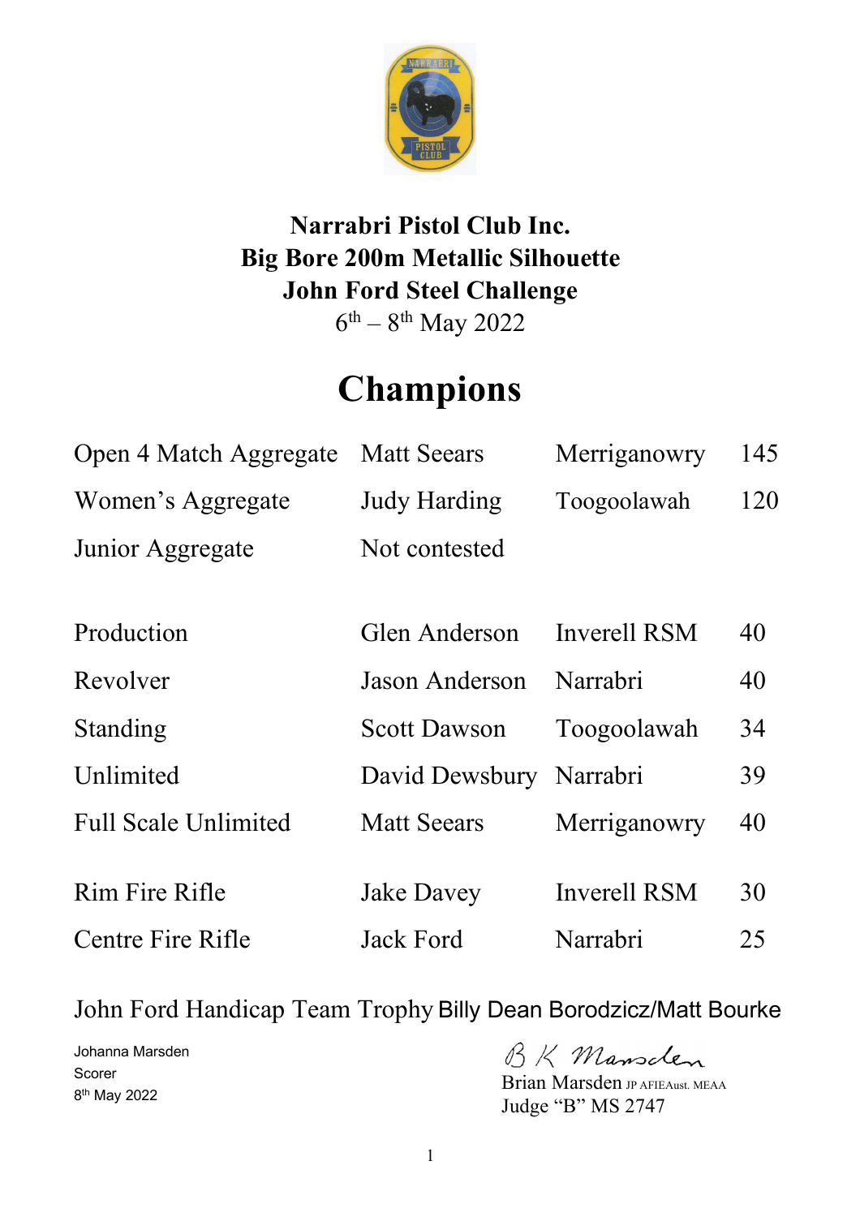**Narrabri Pistol Club Inc.**
**Big Bore 200m Metallic Silhouette**
**John Ford Steel Challenge**
6th – 8th May 2022

# Champions

| | | | |
|---|---|---|---|
| Open 4 Match Aggregate | Matt Seears | Merriganowry | 145 |
| Women's Aggregate | Judy Harding | Toogoolawah | 120 |
| Junior Aggregate | Not contested | | |
| | | | |
| Production | Glen Anderson | Inverell RSM | 40 |
| Revolver | Jason Anderson | Narrabri | 40 |
| Standing | Scott Dawson | Toogoolawah | 34 |
| Unlimited | David Dewsbury | Narrabri | 39 |
| Full Scale Unlimited | Matt Seears | Merriganowry | 40 |
| | | | |
| Rim Fire Rifle | Jake Davey | Inverell RSM | 30 |
| Centre Fire Rifle | Jack Ford | Narrabri | 25 |

John Ford Handicap Team Trophy Billy Dean Borodzicz/Matt Bourke

Johanna Marsden
Scorer
8th May 2022

B K Marsden
Brian Marsden JP AFIEAust. MEAA
Judge "B" MS 2747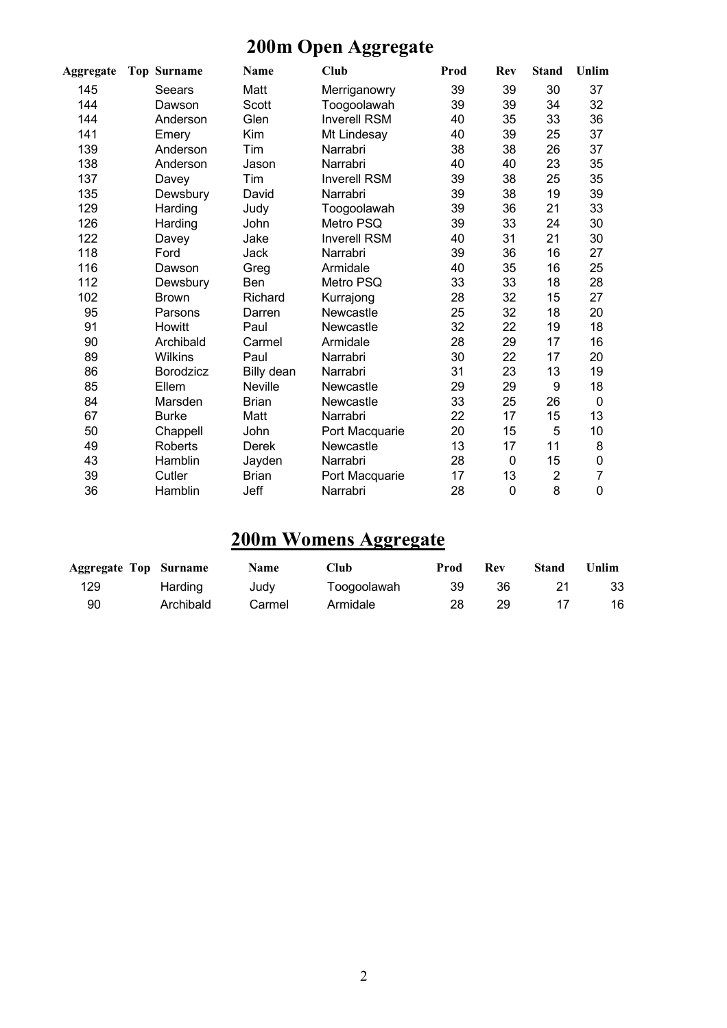# 200m Open Aggregate

| Aggregate | Top | Surname | Name | Club | Prod | Rev | Stand | Unlim |
|---|---|---|---|---|---|---|---|---|
| 145 | | Seears | Matt | Merriganowry | 39 | 39 | 30 | 37 |
| 144 | | Dawson | Scott | Toogoolawah | 39 | 39 | 34 | 32 |
| 144 | | Anderson | Glen | Inverell RSM | 40 | 35 | 33 | 36 |
| 141 | | Emery | Kim | Mt Lindesay | 40 | 39 | 25 | 37 |
| 139 | | Anderson | Tim | Narrabri | 38 | 38 | 26 | 37 |
| 138 | | Anderson | Jason | Narrabri | 40 | 40 | 23 | 35 |
| 137 | | Davey | Tim | Inverell RSM | 39 | 38 | 25 | 35 |
| 135 | | Dewsbury | David | Narrabri | 39 | 38 | 19 | 39 |
| 129 | | Harding | Judy | Toogoolawah | 39 | 36 | 21 | 33 |
| 126 | | Harding | John | Metro PSQ | 39 | 33 | 24 | 30 |
| 122 | | Davey | Jake | Inverell RSM | 40 | 31 | 21 | 30 |
| 118 | | Ford | Jack | Narrabri | 39 | 36 | 16 | 27 |
| 116 | | Dawson | Greg | Armidale | 40 | 35 | 16 | 25 |
| 112 | | Dewsbury | Ben | Metro PSQ | 33 | 33 | 18 | 28 |
| 102 | | Brown | Richard | Kurrajong | 28 | 32 | 15 | 27 |
| 95 | | Parsons | Darren | Newcastle | 25 | 32 | 18 | 20 |
| 91 | | Howitt | Paul | Newcastle | 32 | 22 | 19 | 18 |
| 90 | | Archibald | Carmel | Armidale | 28 | 29 | 17 | 16 |
| 89 | | Wilkins | Paul | Narrabri | 30 | 22 | 17 | 20 |
| 86 | | Borodzicz | Billy dean | Narrabri | 31 | 23 | 13 | 19 |
| 85 | | Ellem | Neville | Newcastle | 29 | 29 | 9 | 18 |
| 84 | | Marsden | Brian | Newcastle | 33 | 25 | 26 | 0 |
| 67 | | Burke | Matt | Narrabri | 22 | 17 | 15 | 13 |
| 50 | | Chappell | John | Port Macquarie | 20 | 15 | 5 | 10 |
| 49 | | Roberts | Derek | Newcastle | 13 | 17 | 11 | 8 |
| 43 | | Hamblin | Jayden | Narrabri | 28 | 0 | 15 | 0 |
| 39 | | Cutler | Brian | Port Macquarie | 17 | 13 | 2 | 7 |
| 36 | | Hamblin | Jeff | Narrabri | 28 | 0 | 8 | 0 |

# 200m Womens Aggregate

| Aggregate | Top | Surname | Name | Club | Prod | Rev | Stand | Unlim |
|---|---|---|---|---|---|---|---|---|
| 129 | | Harding | Judy | Toogoolawah | 39 | 36 | 21 | 33 |
| 90 | | Archibald | Carmel | Armidale | 28 | 29 | 17 | 16 |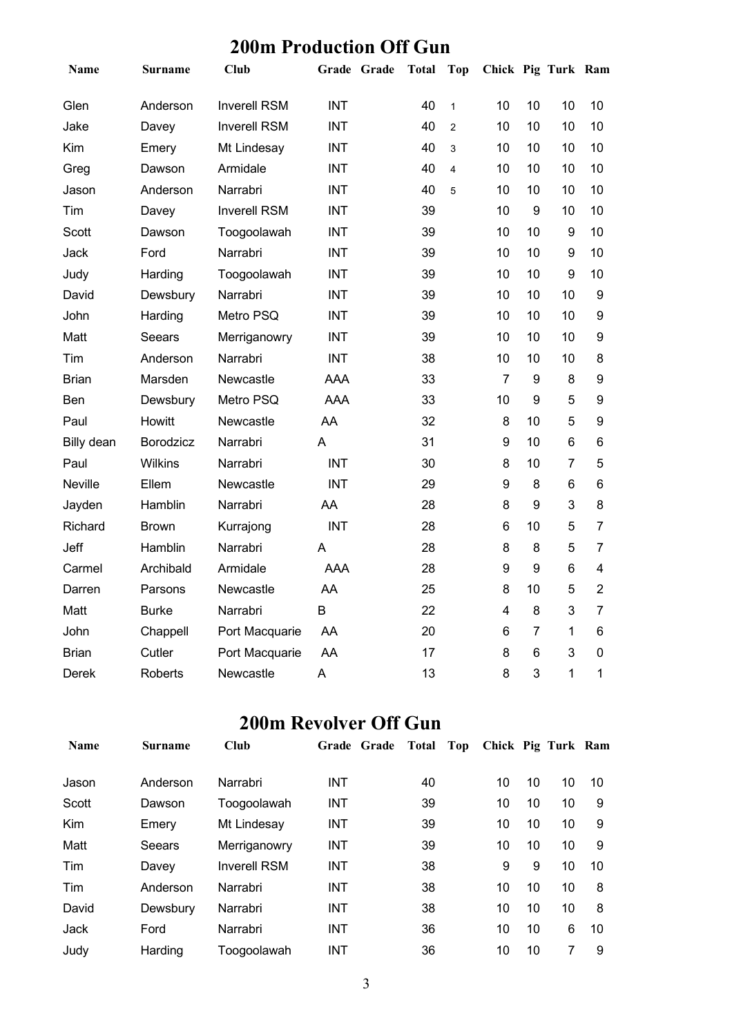## 200m Production Off Gun

| Name | Surname | Club | Grade | Grade | Total | Top | Chick | Pig | Turk | Ram |
|---|---|---|---|---|---|---|---|---|---|---|
| Glen | Anderson | Inverell RSM | INT | | 40 | 1 | 10 | 10 | 10 | 10 |
| Jake | Davey | Inverell RSM | INT | | 40 | 2 | 10 | 10 | 10 | 10 |
| Kim | Emery | Mt Lindesay | INT | | 40 | 3 | 10 | 10 | 10 | 10 |
| Greg | Dawson | Armidale | INT | | 40 | 4 | 10 | 10 | 10 | 10 |
| Jason | Anderson | Narrabri | INT | | 40 | 5 | 10 | 10 | 10 | 10 |
| Tim | Davey | Inverell RSM | INT | | 39 | | 10 | 9 | 10 | 10 |
| Scott | Dawson | Toogoolawah | INT | | 39 | | 10 | 10 | 9 | 10 |
| Jack | Ford | Narrabri | INT | | 39 | | 10 | 10 | 9 | 10 |
| Judy | Harding | Toogoolawah | INT | | 39 | | 10 | 10 | 9 | 10 |
| David | Dewsbury | Narrabri | INT | | 39 | | 10 | 10 | 10 | 9 |
| John | Harding | Metro PSQ | INT | | 39 | | 10 | 10 | 10 | 9 |
| Matt | Seears | Merriganowry | INT | | 39 | | 10 | 10 | 10 | 9 |
| Tim | Anderson | Narrabri | INT | | 38 | | 10 | 10 | 10 | 8 |
| Brian | Marsden | Newcastle | AAA | | 33 | | 7 | 9 | 8 | 9 |
| Ben | Dewsbury | Metro PSQ | AAA | | 33 | | 10 | 9 | 5 | 9 |
| Paul | Howitt | Newcastle | AA | | 32 | | 8 | 10 | 5 | 9 |
| Billy dean | Borodzicz | Narrabri | A | | 31 | | 9 | 10 | 6 | 6 |
| Paul | Wilkins | Narrabri | INT | | 30 | | 8 | 10 | 7 | 5 |
| Neville | Ellem | Newcastle | INT | | 29 | | 9 | 8 | 6 | 6 |
| Jayden | Hamblin | Narrabri | AA | | 28 | | 8 | 9 | 3 | 8 |
| Richard | Brown | Kurrajong | INT | | 28 | | 6 | 10 | 5 | 7 |
| Jeff | Hamblin | Narrabri | A | | 28 | | 8 | 8 | 5 | 7 |
| Carmel | Archibald | Armidale | AAA | | 28 | | 9 | 9 | 6 | 4 |
| Darren | Parsons | Newcastle | AA | | 25 | | 8 | 10 | 5 | 2 |
| Matt | Burke | Narrabri | B | | 22 | | 4 | 8 | 3 | 7 |
| John | Chappell | Port Macquarie | AA | | 20 | | 6 | 7 | 1 | 6 |
| Brian | Cutler | Port Macquarie | AA | | 17 | | 8 | 6 | 3 | 0 |
| Derek | Roberts | Newcastle | A | | 13 | | 8 | 3 | 1 | 1 |

## 200m Revolver Off Gun

| Name | Surname | Club | Grade | Grade | Total | Top | Chick | Pig | Turk | Ram |
|---|---|---|---|---|---|---|---|---|---|---|
| Jason | Anderson | Narrabri | INT | | 40 | | 10 | 10 | 10 | 10 |
| Scott | Dawson | Toogoolawah | INT | | 39 | | 10 | 10 | 10 | 9 |
| Kim | Emery | Mt Lindesay | INT | | 39 | | 10 | 10 | 10 | 9 |
| Matt | Seears | Merriganowry | INT | | 39 | | 10 | 10 | 10 | 9 |
| Tim | Davey | Inverell RSM | INT | | 38 | | 9 | 9 | 10 | 10 |
| Tim | Anderson | Narrabri | INT | | 38 | | 10 | 10 | 10 | 8 |
| David | Dewsbury | Narrabri | INT | | 38 | | 10 | 10 | 10 | 8 |
| Jack | Ford | Narrabri | INT | | 36 | | 10 | 10 | 6 | 10 |
| Judy | Harding | Toogoolawah | INT | | 36 | | 10 | 10 | 7 | 9 |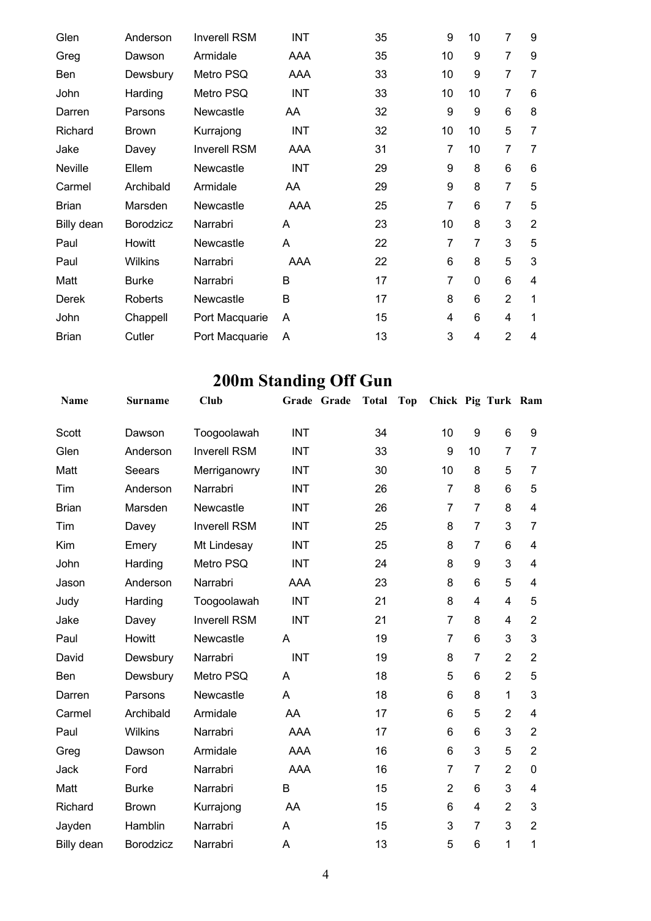| | | | | | | | | | | |
|---|---|---|---|---|---|---|---|---|---|---|
| Glen | Anderson | Inverell RSM | INT | | 35 | | 9 | 10 | 7 | 9 |
| Greg | Dawson | Armidale | AAA | | 35 | | 10 | 9 | 7 | 9 |
| Ben | Dewsbury | Metro PSQ | AAA | | 33 | | 10 | 9 | 7 | 7 |
| John | Harding | Metro PSQ | INT | | 33 | | 10 | 10 | 7 | 6 |
| Darren | Parsons | Newcastle | AA | | 32 | | 9 | 9 | 6 | 8 |
| Richard | Brown | Kurrajong | INT | | 32 | | 10 | 10 | 5 | 7 |
| Jake | Davey | Inverell RSM | AAA | | 31 | | 7 | 10 | 7 | 7 |
| Neville | Ellem | Newcastle | INT | | 29 | | 9 | 8 | 6 | 6 |
| Carmel | Archibald | Armidale | AA | | 29 | | 9 | 8 | 7 | 5 |
| Brian | Marsden | Newcastle | AAA | | 25 | | 7 | 6 | 7 | 5 |
| Billy dean | Borodzicz | Narrabri | A | | 23 | | 10 | 8 | 3 | 2 |
| Paul | Howitt | Newcastle | A | | 22 | | 7 | 7 | 3 | 5 |
| Paul | Wilkins | Narrabri | AAA | | 22 | | 6 | 8 | 5 | 3 |
| Matt | Burke | Narrabri | B | | 17 | | 7 | 0 | 6 | 4 |
| Derek | Roberts | Newcastle | B | | 17 | | 8 | 6 | 2 | 1 |
| John | Chappell | Port Macquarie | A | | 15 | | 4 | 6 | 4 | 1 |
| Brian | Cutler | Port Macquarie | A | | 13 | | 3 | 4 | 2 | 4 |

## 200m Standing Off Gun

| Name | Surname | Club | Grade | Grade | Total | Top | Chick | Pig | Turk | Ram |
|---|---|---|---|---|---|---|---|---|---|---|
| Scott | Dawson | Toogoolawah | INT | | 34 | | 10 | 9 | 6 | 9 |
| Glen | Anderson | Inverell RSM | INT | | 33 | | 9 | 10 | 7 | 7 |
| Matt | Seears | Merriganowry | INT | | 30 | | 10 | 8 | 5 | 7 |
| Tim | Anderson | Narrabri | INT | | 26 | | 7 | 8 | 6 | 5 |
| Brian | Marsden | Newcastle | INT | | 26 | | 7 | 7 | 8 | 4 |
| Tim | Davey | Inverell RSM | INT | | 25 | | 8 | 7 | 3 | 7 |
| Kim | Emery | Mt Lindesay | INT | | 25 | | 8 | 7 | 6 | 4 |
| John | Harding | Metro PSQ | INT | | 24 | | 8 | 9 | 3 | 4 |
| Jason | Anderson | Narrabri | AAA | | 23 | | 8 | 6 | 5 | 4 |
| Judy | Harding | Toogoolawah | INT | | 21 | | 8 | 4 | 4 | 5 |
| Jake | Davey | Inverell RSM | INT | | 21 | | 7 | 8 | 4 | 2 |
| Paul | Howitt | Newcastle | A | | 19 | | 7 | 6 | 3 | 3 |
| David | Dewsbury | Narrabri | INT | | 19 | | 8 | 7 | 2 | 2 |
| Ben | Dewsbury | Metro PSQ | A | | 18 | | 5 | 6 | 2 | 5 |
| Darren | Parsons | Newcastle | A | | 18 | | 6 | 8 | 1 | 3 |
| Carmel | Archibald | Armidale | AA | | 17 | | 6 | 5 | 2 | 4 |
| Paul | Wilkins | Narrabri | AAA | | 17 | | 6 | 6 | 3 | 2 |
| Greg | Dawson | Armidale | AAA | | 16 | | 6 | 3 | 5 | 2 |
| Jack | Ford | Narrabri | AAA | | 16 | | 7 | 7 | 2 | 0 |
| Matt | Burke | Narrabri | B | | 15 | | 2 | 6 | 3 | 4 |
| Richard | Brown | Kurrajong | AA | | 15 | | 6 | 4 | 2 | 3 |
| Jayden | Hamblin | Narrabri | A | | 15 | | 3 | 7 | 3 | 2 |
| Billy dean | Borodzicz | Narrabri | A | | 13 | | 5 | 6 | 1 | 1 |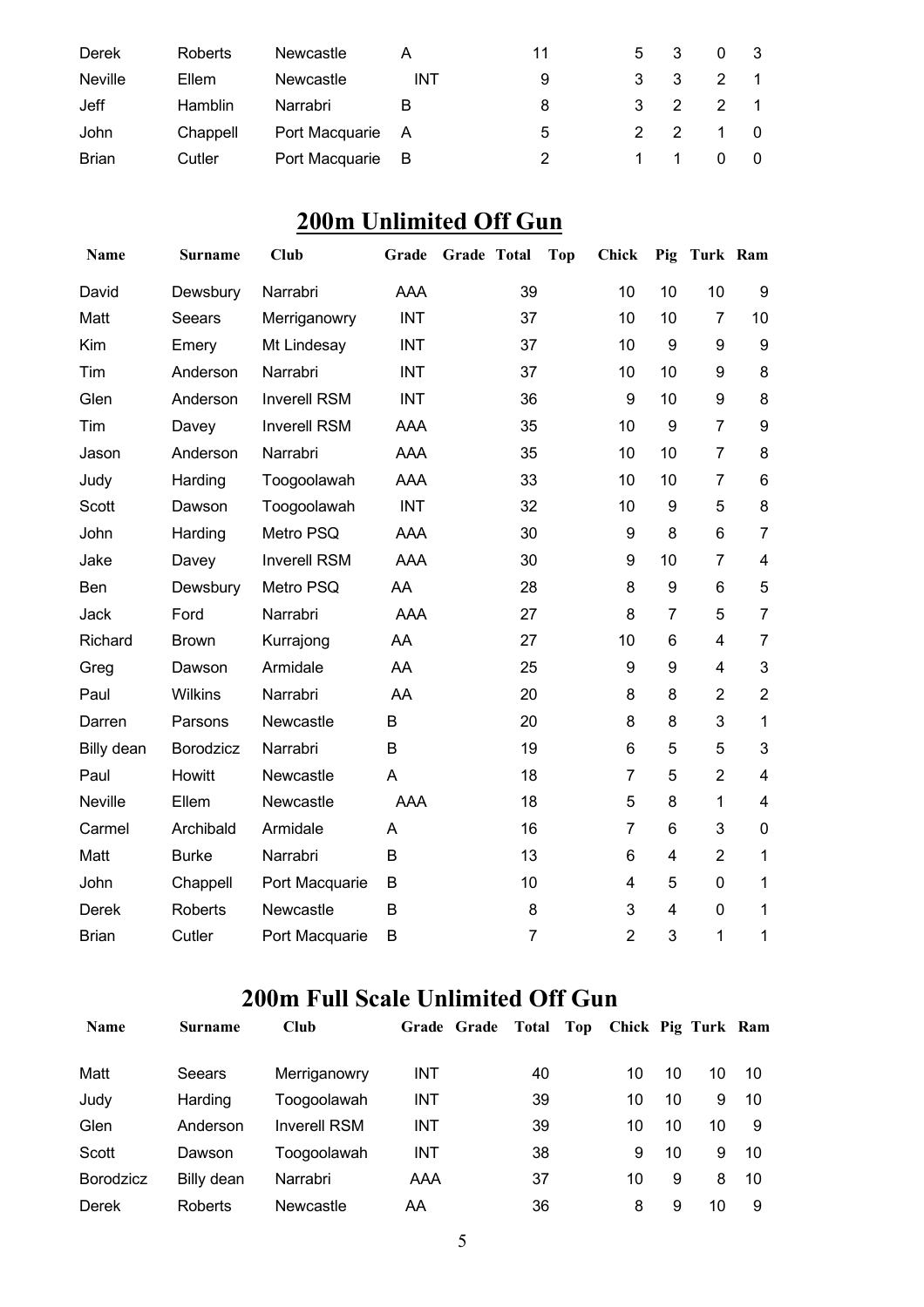| | | | | | | | | | | |
|---|---|---|---|---|---|---|---|---|---|---|
| Derek | Roberts | Newcastle | A | | 11 | | 5 | 3 | 0 | 3 |
| Neville | Ellem | Newcastle | INT | | 9 | | 3 | 3 | 2 | 1 |
| Jeff | Hamblin | Narrabri | B | | 8 | | 3 | 2 | 2 | 1 |
| John | Chappell | Port Macquarie | A | | 5 | | 2 | 2 | 1 | 0 |
| Brian | Cutler | Port Macquarie | B | | 2 | | 1 | 1 | 0 | 0 |

## 200m Unlimited Off Gun

| Name | Surname | Club | Grade | Grade | Total | Top | Chick | Pig | Turk | Ram |
|---|---|---|---|---|---|---|---|---|---|---|
| David | Dewsbury | Narrabri | AAA | | 39 | | 10 | 10 | 10 | 9 |
| Matt | Seears | Merriganowry | INT | | 37 | | 10 | 10 | 7 | 10 |
| Kim | Emery | Mt Lindesay | INT | | 37 | | 10 | 9 | 9 | 9 |
| Tim | Anderson | Narrabri | INT | | 37 | | 10 | 10 | 9 | 8 |
| Glen | Anderson | Inverell RSM | INT | | 36 | | 9 | 10 | 9 | 8 |
| Tim | Davey | Inverell RSM | AAA | | 35 | | 10 | 9 | 7 | 9 |
| Jason | Anderson | Narrabri | AAA | | 35 | | 10 | 10 | 7 | 8 |
| Judy | Harding | Toogoolawah | AAA | | 33 | | 10 | 10 | 7 | 6 |
| Scott | Dawson | Toogoolawah | INT | | 32 | | 10 | 9 | 5 | 8 |
| John | Harding | Metro PSQ | AAA | | 30 | | 9 | 8 | 6 | 7 |
| Jake | Davey | Inverell RSM | AAA | | 30 | | 9 | 10 | 7 | 4 |
| Ben | Dewsbury | Metro PSQ | AA | | 28 | | 8 | 9 | 6 | 5 |
| Jack | Ford | Narrabri | AAA | | 27 | | 8 | 7 | 5 | 7 |
| Richard | Brown | Kurrajong | AA | | 27 | | 10 | 6 | 4 | 7 |
| Greg | Dawson | Armidale | AA | | 25 | | 9 | 9 | 4 | 3 |
| Paul | Wilkins | Narrabri | AA | | 20 | | 8 | 8 | 2 | 2 |
| Darren | Parsons | Newcastle | B | | 20 | | 8 | 8 | 3 | 1 |
| Billy dean | Borodzicz | Narrabri | B | | 19 | | 6 | 5 | 5 | 3 |
| Paul | Howitt | Newcastle | A | | 18 | | 7 | 5 | 2 | 4 |
| Neville | Ellem | Newcastle | AAA | | 18 | | 5 | 8 | 1 | 4 |
| Carmel | Archibald | Armidale | A | | 16 | | 7 | 6 | 3 | 0 |
| Matt | Burke | Narrabri | B | | 13 | | 6 | 4 | 2 | 1 |
| John | Chappell | Port Macquarie | B | | 10 | | 4 | 5 | 0 | 1 |
| Derek | Roberts | Newcastle | B | | 8 | | 3 | 4 | 0 | 1 |
| Brian | Cutler | Port Macquarie | B | | 7 | | 2 | 3 | 1 | 1 |

## 200m Full Scale Unlimited Off Gun

| Name | Surname | Club | Grade | Grade | Total | Top | Chick | Pig | Turk | Ram |
|---|---|---|---|---|---|---|---|---|---|---|
| Matt | Seears | Merriganowry | INT | | 40 | | 10 | 10 | 10 | 10 |
| Judy | Harding | Toogoolawah | INT | | 39 | | 10 | 10 | 9 | 10 |
| Glen | Anderson | Inverell RSM | INT | | 39 | | 10 | 10 | 10 | 9 |
| Scott | Dawson | Toogoolawah | INT | | 38 | | 9 | 10 | 9 | 10 |
| Borodzicz | Billy dean | Narrabri | AAA | | 37 | | 10 | 9 | 8 | 10 |
| Derek | Roberts | Newcastle | AA | | 36 | | 8 | 9 | 10 | 9 |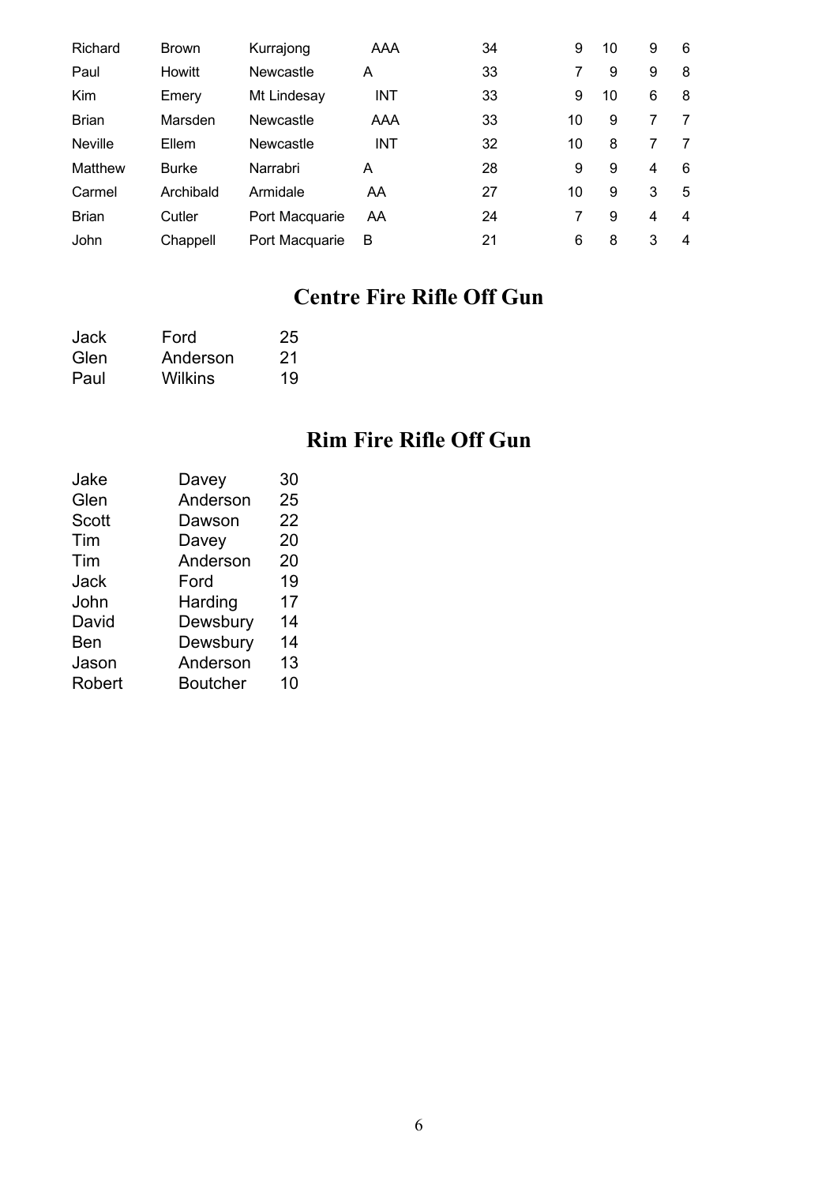| | | | | | | | | |
|---|---|---|---|---|---|---|---|---|
| Richard | Brown | Kurrajong | AAA | 34 | 9 | 10 | 9 | 6 |
| Paul | Howitt | Newcastle | A | 33 | 7 | 9 | 9 | 8 |
| Kim | Emery | Mt Lindesay | INT | 33 | 9 | 10 | 6 | 8 |
| Brian | Marsden | Newcastle | AAA | 33 | 10 | 9 | 7 | 7 |
| Neville | Ellem | Newcastle | INT | 32 | 10 | 8 | 7 | 7 |
| Matthew | Burke | Narrabri | A | 28 | 9 | 9 | 4 | 6 |
| Carmel | Archibald | Armidale | AA | 27 | 10 | 9 | 3 | 5 |
| Brian | Cutler | Port Macquarie | AA | 24 | 7 | 9 | 4 | 4 |
| John | Chappell | Port Macquarie | B | 21 | 6 | 8 | 3 | 4 |

## Centre Fire Rifle Off Gun

| | | |
|---|---|---|
| Jack | Ford | 25 |
| Glen | Anderson | 21 |
| Paul | Wilkins | 19 |

## Rim Fire Rifle Off Gun

| | | |
|---|---|---|
| Jake | Davey | 30 |
| Glen | Anderson | 25 |
| Scott | Dawson | 22 |
| Tim | Davey | 20 |
| Tim | Anderson | 20 |
| Jack | Ford | 19 |
| John | Harding | 17 |
| David | Dewsbury | 14 |
| Ben | Dewsbury | 14 |
| Jason | Anderson | 13 |
| Robert | Boutcher | 10 |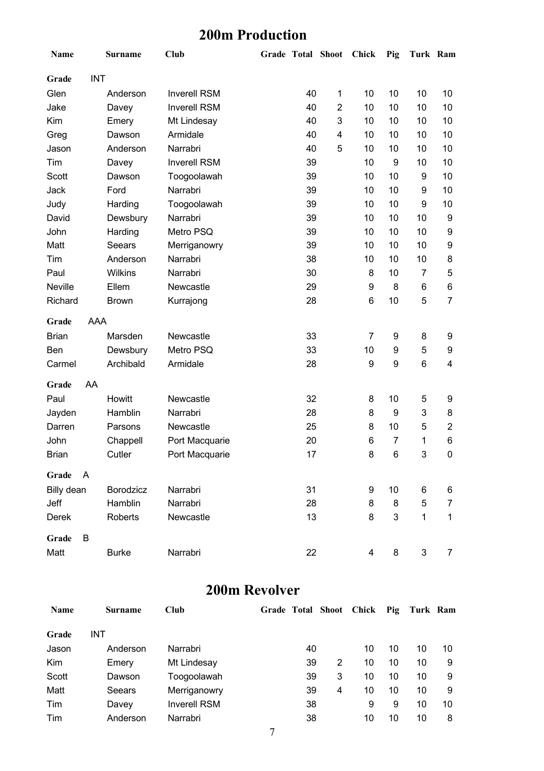# 200m Production

| Name | Surname | Club | Grade | Total | Shoot | Chick | Pig | Turk | Ram |
|---|---|---|---|---|---|---|---|---|---|
| **Grade** | INT | | | | | | | | |
| Glen | Anderson | Inverell RSM | | 40 | 1 | 10 | 10 | 10 | 10 |
| Jake | Davey | Inverell RSM | | 40 | 2 | 10 | 10 | 10 | 10 |
| Kim | Emery | Mt Lindesay | | 40 | 3 | 10 | 10 | 10 | 10 |
| Greg | Dawson | Armidale | | 40 | 4 | 10 | 10 | 10 | 10 |
| Jason | Anderson | Narrabri | | 40 | 5 | 10 | 10 | 10 | 10 |
| Tim | Davey | Inverell RSM | | 39 | | 10 | 9 | 10 | 10 |
| Scott | Dawson | Toogoolawah | | 39 | | 10 | 10 | 9 | 10 |
| Jack | Ford | Narrabri | | 39 | | 10 | 10 | 9 | 10 |
| Judy | Harding | Toogoolawah | | 39 | | 10 | 10 | 9 | 10 |
| David | Dewsbury | Narrabri | | 39 | | 10 | 10 | 10 | 9 |
| John | Harding | Metro PSQ | | 39 | | 10 | 10 | 10 | 9 |
| Matt | Seears | Merriganowry | | 39 | | 10 | 10 | 10 | 9 |
| Tim | Anderson | Narrabri | | 38 | | 10 | 10 | 10 | 8 |
| Paul | Wilkins | Narrabri | | 30 | | 8 | 10 | 7 | 5 |
| Neville | Ellem | Newcastle | | 29 | | 9 | 8 | 6 | 6 |
| Richard | Brown | Kurrajong | | 28 | | 6 | 10 | 5 | 7 |
| **Grade** | AAA | | | | | | | | |
| Brian | Marsden | Newcastle | | 33 | | 7 | 9 | 8 | 9 |
| Ben | Dewsbury | Metro PSQ | | 33 | | 10 | 9 | 5 | 9 |
| Carmel | Archibald | Armidale | | 28 | | 9 | 9 | 6 | 4 |
| **Grade** | AA | | | | | | | | |
| Paul | Howitt | Newcastle | | 32 | | 8 | 10 | 5 | 9 |
| Jayden | Hamblin | Narrabri | | 28 | | 8 | 9 | 3 | 8 |
| Darren | Parsons | Newcastle | | 25 | | 8 | 10 | 5 | 2 |
| John | Chappell | Port Macquarie | | 20 | | 6 | 7 | 1 | 6 |
| Brian | Cutler | Port Macquarie | | 17 | | 8 | 6 | 3 | 0 |
| **Grade** | A | | | | | | | | |
| Billy dean | Borodzicz | Narrabri | | 31 | | 9 | 10 | 6 | 6 |
| Jeff | Hamblin | Narrabri | | 28 | | 8 | 8 | 5 | 7 |
| Derek | Roberts | Newcastle | | 13 | | 8 | 3 | 1 | 1 |
| **Grade** | B | | | | | | | | |
| Matt | Burke | Narrabri | | 22 | | 4 | 8 | 3 | 7 |

# 200m Revolver

| Name | Surname | Club | Grade | Total | Shoot | Chick | Pig | Turk | Ram |
|---|---|---|---|---|---|---|---|---|---|
| **Grade** | INT | | | | | | | | |
| Jason | Anderson | Narrabri | | 40 | | 10 | 10 | 10 | 10 |
| Kim | Emery | Mt Lindesay | | 39 | 2 | 10 | 10 | 10 | 9 |
| Scott | Dawson | Toogoolawah | | 39 | 3 | 10 | 10 | 10 | 9 |
| Matt | Seears | Merriganowry | | 39 | 4 | 10 | 10 | 10 | 9 |
| Tim | Davey | Inverell RSM | | 38 | | 9 | 9 | 10 | 10 |
| Tim | Anderson | Narrabri | | 38 | | 10 | 10 | 10 | 8 |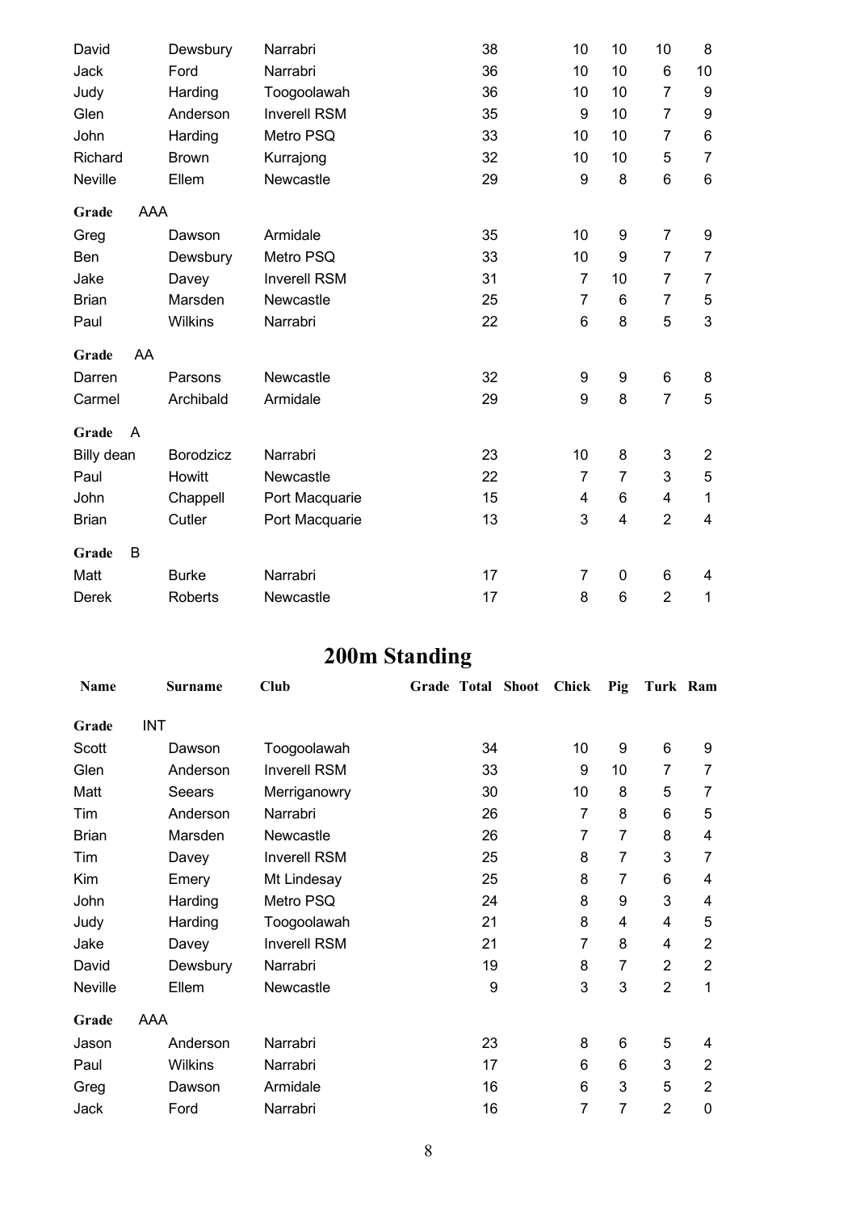| | | | | | | | | | |
|---|---|---|---|---|---|---|---|---|---|
| David | Dewsbury | Narrabri | | 38 | | 10 | 10 | 10 | 8 |
| Jack | Ford | Narrabri | | 36 | | 10 | 10 | 6 | 10 |
| Judy | Harding | Toogoolawah | | 36 | | 10 | 10 | 7 | 9 |
| Glen | Anderson | Inverell RSM | | 35 | | 9 | 10 | 7 | 9 |
| John | Harding | Metro PSQ | | 33 | | 10 | 10 | 7 | 6 |
| Richard | Brown | Kurrajong | | 32 | | 10 | 10 | 5 | 7 |
| Neville | Ellem | Newcastle | | 29 | | 9 | 8 | 6 | 6 |
| **Grade** AAA | | | | | | | | | |
| Greg | Dawson | Armidale | | 35 | | 10 | 9 | 7 | 9 |
| Ben | Dewsbury | Metro PSQ | | 33 | | 10 | 9 | 7 | 7 |
| Jake | Davey | Inverell RSM | | 31 | | 7 | 10 | 7 | 7 |
| Brian | Marsden | Newcastle | | 25 | | 7 | 6 | 7 | 5 |
| Paul | Wilkins | Narrabri | | 22 | | 6 | 8 | 5 | 3 |
| **Grade** AA | | | | | | | | | |
| Darren | Parsons | Newcastle | | 32 | | 9 | 9 | 6 | 8 |
| Carmel | Archibald | Armidale | | 29 | | 9 | 8 | 7 | 5 |
| **Grade** A | | | | | | | | | |
| Billy dean | Borodzicz | Narrabri | | 23 | | 10 | 8 | 3 | 2 |
| Paul | Howitt | Newcastle | | 22 | | 7 | 7 | 3 | 5 |
| John | Chappell | Port Macquarie | | 15 | | 4 | 6 | 4 | 1 |
| Brian | Cutler | Port Macquarie | | 13 | | 3 | 4 | 2 | 4 |
| **Grade** B | | | | | | | | | |
| Matt | Burke | Narrabri | | 17 | | 7 | 0 | 6 | 4 |
| Derek | Roberts | Newcastle | | 17 | | 8 | 6 | 2 | 1 |

# 200m Standing

| Name | Surname | Club | Grade | Total | Shoot | Chick | Pig | Turk | Ram |
|---|---|---|---|---|---|---|---|---|---|
| **Grade** INT | | | | | | | | | |
| Scott | Dawson | Toogoolawah | | 34 | | 10 | 9 | 6 | 9 |
| Glen | Anderson | Inverell RSM | | 33 | | 9 | 10 | 7 | 7 |
| Matt | Seears | Merriganowry | | 30 | | 10 | 8 | 5 | 7 |
| Tim | Anderson | Narrabri | | 26 | | 7 | 8 | 6 | 5 |
| Brian | Marsden | Newcastle | | 26 | | 7 | 7 | 8 | 4 |
| Tim | Davey | Inverell RSM | | 25 | | 8 | 7 | 3 | 7 |
| Kim | Emery | Mt Lindesay | | 25 | | 8 | 7 | 6 | 4 |
| John | Harding | Metro PSQ | | 24 | | 8 | 9 | 3 | 4 |
| Judy | Harding | Toogoolawah | | 21 | | 8 | 4 | 4 | 5 |
| Jake | Davey | Inverell RSM | | 21 | | 7 | 8 | 4 | 2 |
| David | Dewsbury | Narrabri | | 19 | | 8 | 7 | 2 | 2 |
| Neville | Ellem | Newcastle | | 9 | | 3 | 3 | 2 | 1 |
| **Grade** AAA | | | | | | | | | |
| Jason | Anderson | Narrabri | | 23 | | 8 | 6 | 5 | 4 |
| Paul | Wilkins | Narrabri | | 17 | | 6 | 6 | 3 | 2 |
| Greg | Dawson | Armidale | | 16 | | 6 | 3 | 5 | 2 |
| Jack | Ford | Narrabri | | 16 | | 7 | 7 | 2 | 0 |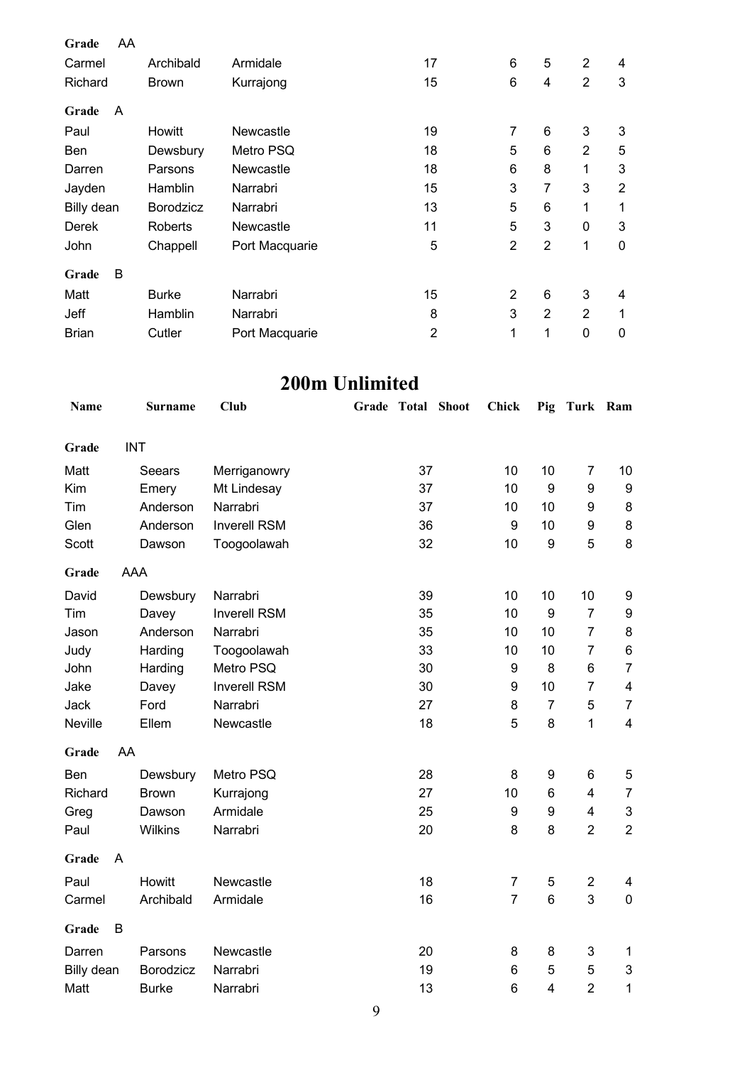| | | | | | | | | |
|---|---|---|---|---|---|---|---|---|
| **Grade** AA | | | | | | | | |
| Carmel | Archibald | Armidale | | 17 | 6 | 5 | 2 | 4 |
| Richard | Brown | Kurrajong | | 15 | 6 | 4 | 2 | 3 |
| **Grade** A | | | | | | | | |
| Paul | Howitt | Newcastle | | 19 | 7 | 6 | 3 | 3 |
| Ben | Dewsbury | Metro PSQ | | 18 | 5 | 6 | 2 | 5 |
| Darren | Parsons | Newcastle | | 18 | 6 | 8 | 1 | 3 |
| Jayden | Hamblin | Narrabri | | 15 | 3 | 7 | 3 | 2 |
| Billy dean | Borodzicz | Narrabri | | 13 | 5 | 6 | 1 | 1 |
| Derek | Roberts | Newcastle | | 11 | 5 | 3 | 0 | 3 |
| John | Chappell | Port Macquarie | | 5 | 2 | 2 | 1 | 0 |
| **Grade** B | | | | | | | | |
| Matt | Burke | Narrabri | | 15 | 2 | 6 | 3 | 4 |
| Jeff | Hamblin | Narrabri | | 8 | 3 | 2 | 2 | 1 |
| Brian | Cutler | Port Macquarie | | 2 | 1 | 1 | 0 | 0 |

# 200m Unlimited

| Name | Surname | Club | Grade | Total | Shoot | Chick | Pig | Turk | Ram |
|---|---|---|---|---|---|---|---|---|---|
| **Grade** INT | | | | | | | | | |
| Matt | Seears | Merriganowry | | 37 | | 10 | 10 | 7 | 10 |
| Kim | Emery | Mt Lindesay | | 37 | | 10 | 9 | 9 | 9 |
| Tim | Anderson | Narrabri | | 37 | | 10 | 10 | 9 | 8 |
| Glen | Anderson | Inverell RSM | | 36 | | 9 | 10 | 9 | 8 |
| Scott | Dawson | Toogoolawah | | 32 | | 10 | 9 | 5 | 8 |
| **Grade** AAA | | | | | | | | | |
| David | Dewsbury | Narrabri | | 39 | | 10 | 10 | 10 | 9 |
| Tim | Davey | Inverell RSM | | 35 | | 10 | 9 | 7 | 9 |
| Jason | Anderson | Narrabri | | 35 | | 10 | 10 | 7 | 8 |
| Judy | Harding | Toogoolawah | | 33 | | 10 | 10 | 7 | 6 |
| John | Harding | Metro PSQ | | 30 | | 9 | 8 | 6 | 7 |
| Jake | Davey | Inverell RSM | | 30 | | 9 | 10 | 7 | 4 |
| Jack | Ford | Narrabri | | 27 | | 8 | 7 | 5 | 7 |
| Neville | Ellem | Newcastle | | 18 | | 5 | 8 | 1 | 4 |
| **Grade** AA | | | | | | | | | |
| Ben | Dewsbury | Metro PSQ | | 28 | | 8 | 9 | 6 | 5 |
| Richard | Brown | Kurrajong | | 27 | | 10 | 6 | 4 | 7 |
| Greg | Dawson | Armidale | | 25 | | 9 | 9 | 4 | 3 |
| Paul | Wilkins | Narrabri | | 20 | | 8 | 8 | 2 | 2 |
| **Grade** A | | | | | | | | | |
| Paul | Howitt | Newcastle | | 18 | | 7 | 5 | 2 | 4 |
| Carmel | Archibald | Armidale | | 16 | | 7 | 6 | 3 | 0 |
| **Grade** B | | | | | | | | | |
| Darren | Parsons | Newcastle | | 20 | | 8 | 8 | 3 | 1 |
| Billy dean | Borodzicz | Narrabri | | 19 | | 6 | 5 | 5 | 3 |
| Matt | Burke | Narrabri | | 13 | | 6 | 4 | 2 | 1 |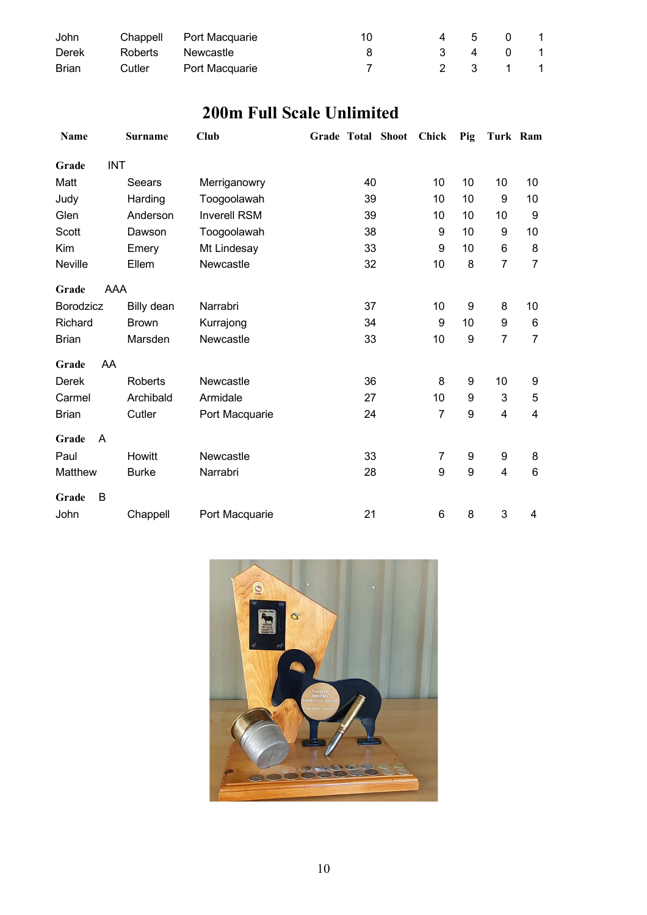| | | | | | | | | |
|---|---|---|---|---|---|---|---|---|
| John | Chappell | Port Macquarie | 10 | | 4 | 5 | 0 | 1 |
| Derek | Roberts | Newcastle | 8 | | 3 | 4 | 0 | 1 |
| Brian | Cutler | Port Macquarie | 7 | | 2 | 3 | 1 | 1 |

## 200m Full Scale Unlimited

| Name | Surname | Club | Grade | Total | Shoot | Chick | Pig | Turk | Ram |
|---|---|---|---|---|---|---|---|---|---|
| **Grade** INT | | | | | | | | | |
| Matt | Seears | Merriganowry | | 40 | | 10 | 10 | 10 | 10 |
| Judy | Harding | Toogoolawah | | 39 | | 10 | 10 | 9 | 10 |
| Glen | Anderson | Inverell RSM | | 39 | | 10 | 10 | 10 | 9 |
| Scott | Dawson | Toogoolawah | | 38 | | 9 | 10 | 9 | 10 |
| Kim | Emery | Mt Lindesay | | 33 | | 9 | 10 | 6 | 8 |
| Neville | Ellem | Newcastle | | 32 | | 10 | 8 | 7 | 7 |
| **Grade** AAA | | | | | | | | | |
| Borodzicz | Billy dean | Narrabri | | 37 | | 10 | 9 | 8 | 10 |
| Richard | Brown | Kurrajong | | 34 | | 9 | 10 | 9 | 6 |
| Brian | Marsden | Newcastle | | 33 | | 10 | 9 | 7 | 7 |
| **Grade** AA | | | | | | | | | |
| Derek | Roberts | Newcastle | | 36 | | 8 | 9 | 10 | 9 |
| Carmel | Archibald | Armidale | | 27 | | 10 | 9 | 3 | 5 |
| Brian | Cutler | Port Macquarie | | 24 | | 7 | 9 | 4 | 4 |
| **Grade** A | | | | | | | | | |
| Paul | Howitt | Newcastle | | 33 | | 7 | 9 | 9 | 8 |
| Matthew | Burke | Narrabri | | 28 | | 9 | 9 | 4 | 6 |
| **Grade** B | | | | | | | | | |
| John | Chappell | Port Macquarie | | 21 | | 6 | 8 | 3 | 4 |